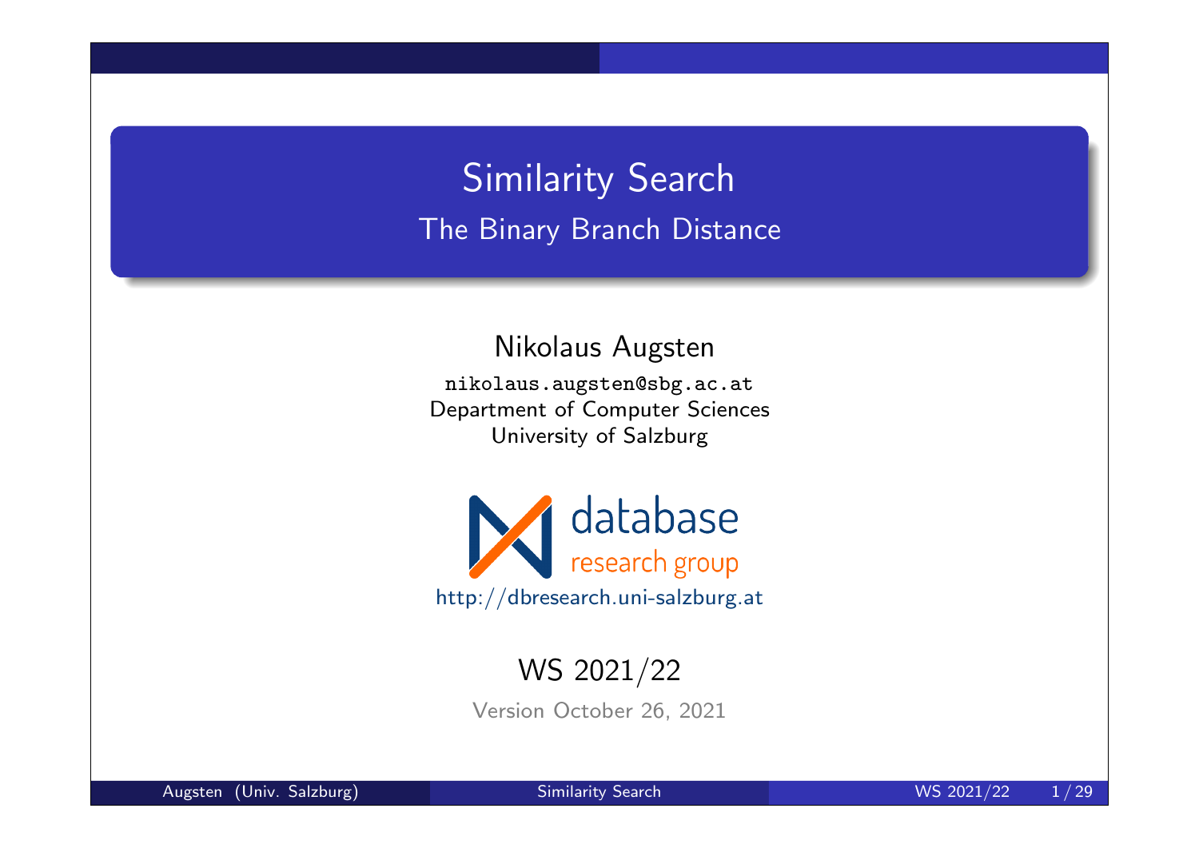# Similarity Search

## The Binary Branch Distance

Nikolaus Augsten

nikolaus.augsten@sbg.ac.at

Department of Computer Sciences

University of Salzburg

database research group

http://dbresearch.uni-salzburg.at

WS 2021/22

Version October 26, 2021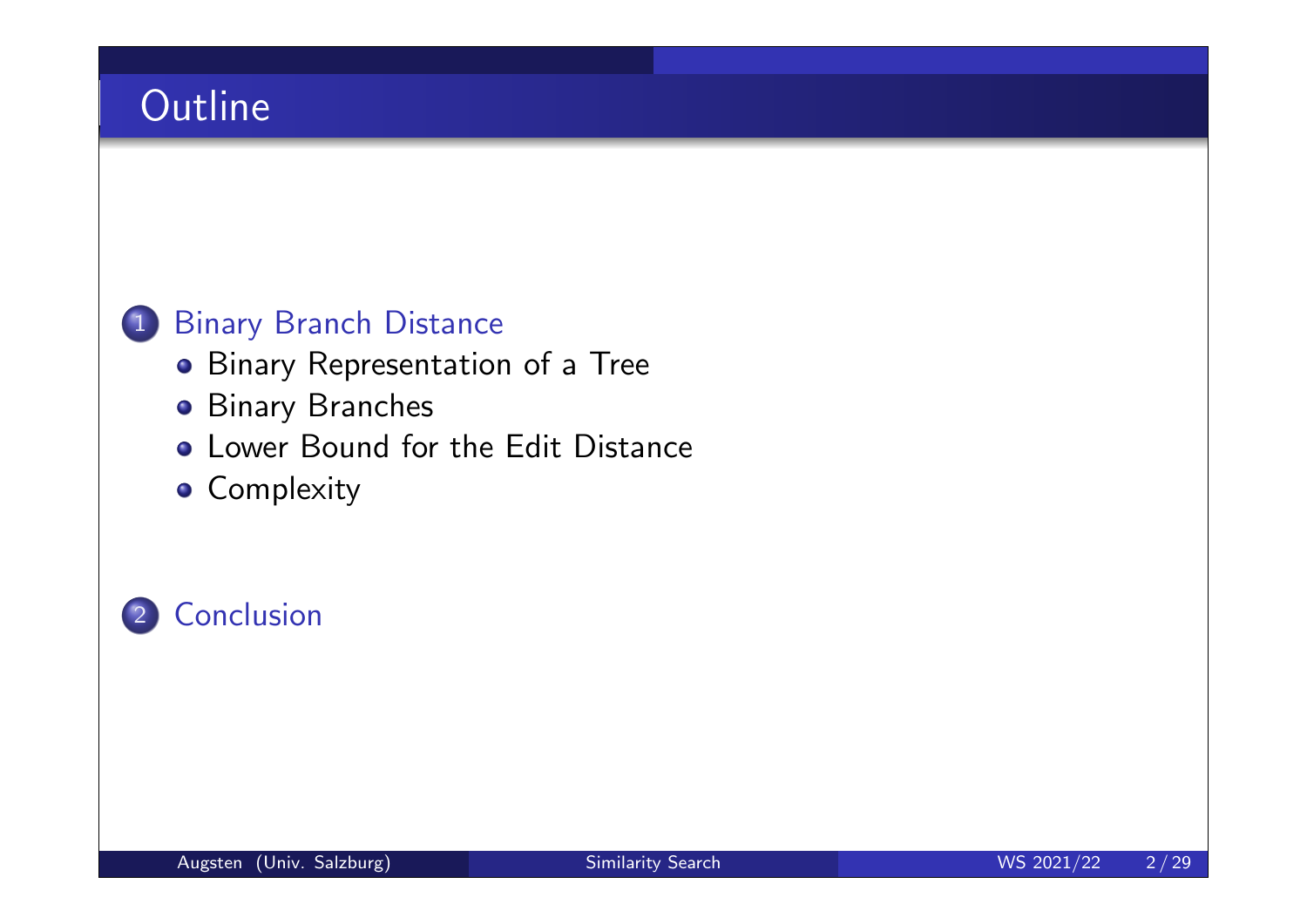# Outline

1. Binary Branch Distance
   - Binary Representation of a Tree
   - Binary Branches
   - Lower Bound for the Edit Distance
   - Complexity

2. Conclusion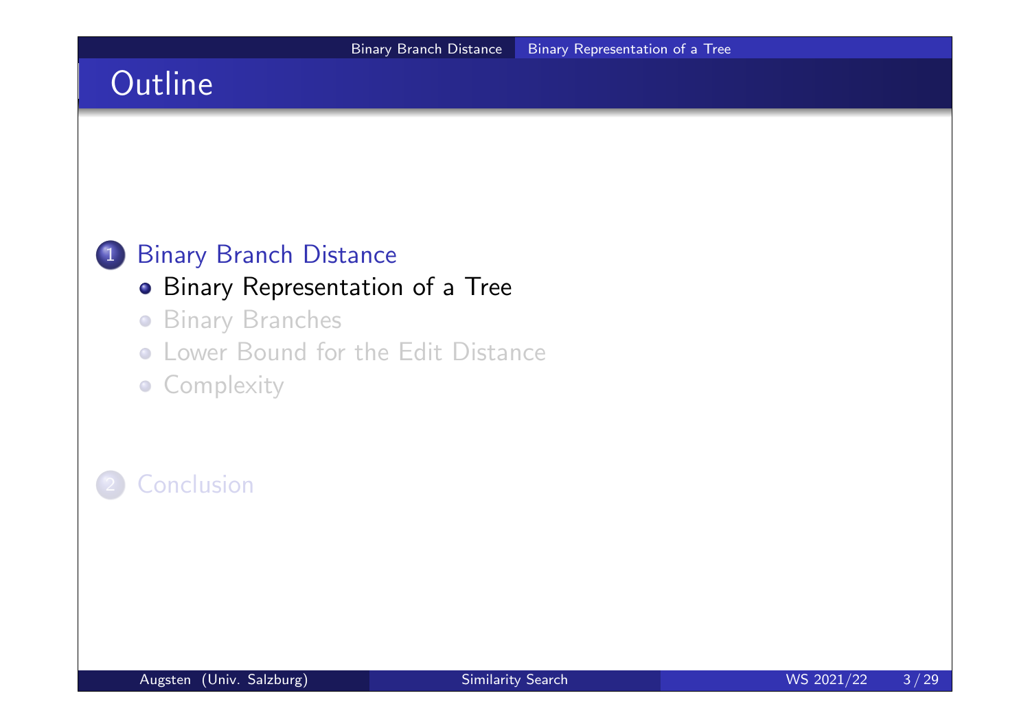# Outline

1. Binary Branch Distance
   - Binary Representation of a Tree
   - Binary Branches
   - Lower Bound for the Edit Distance
   - Complexity

2. Conclusion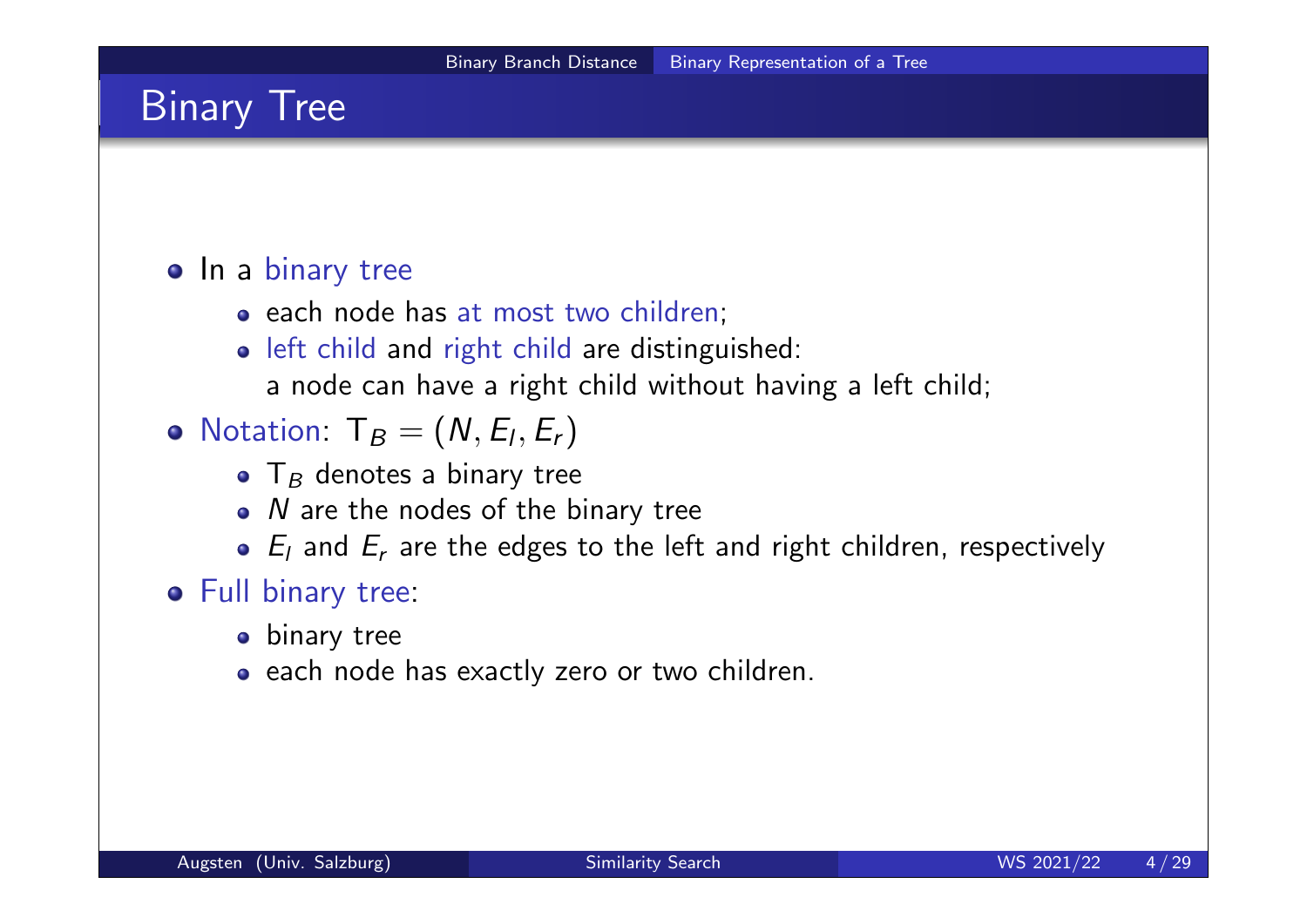# Binary Tree

- In a binary tree
  - each node has at most two children;
  - left child and right child are distinguished:
    a node can have a right child without having a left child;
- Notation: $\mathsf{T}_B = (N, E_l, E_r)$
  - $\mathsf{T}_B$ denotes a binary tree
  - $N$ are the nodes of the binary tree
  - $E_l$ and $E_r$ are the edges to the left and right children, respectively
- Full binary tree:
  - binary tree
  - each node has exactly zero or two children.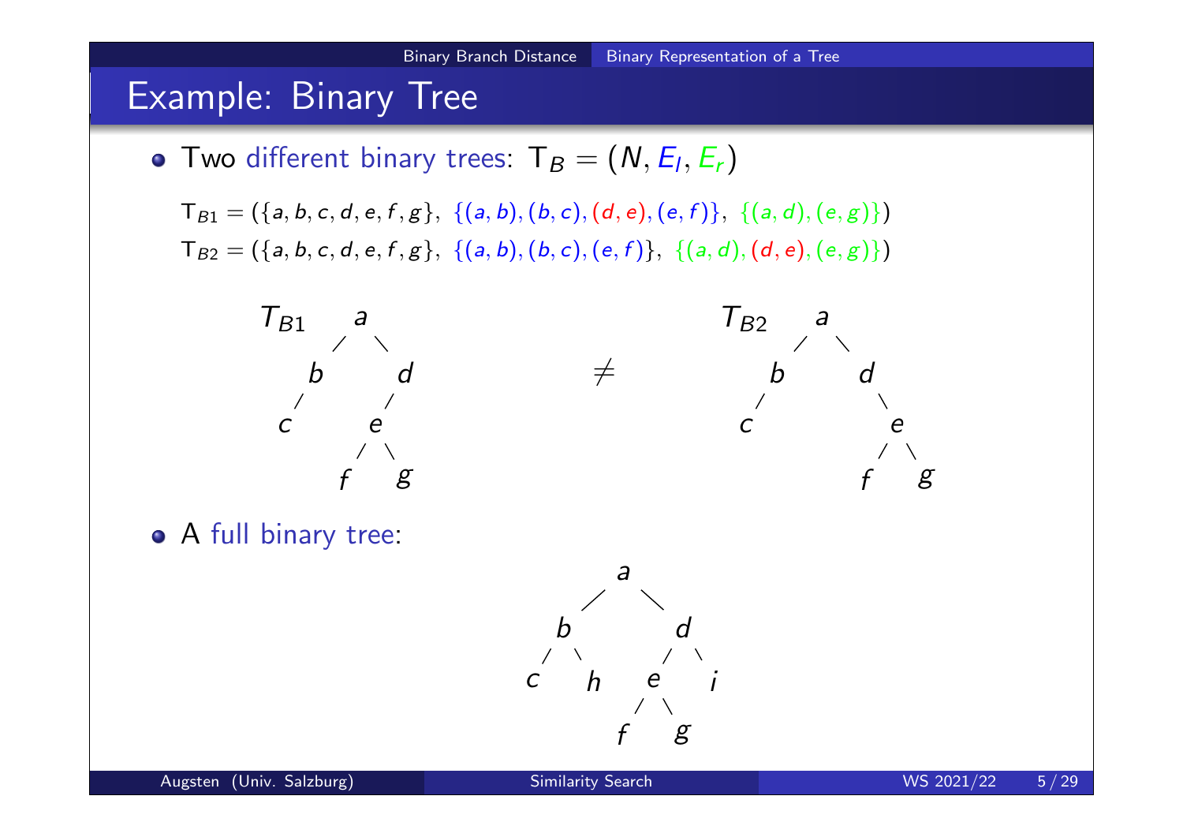# Example: Binary Tree

- Two different binary trees: $\mathsf{T}_B = (N, E_l, E_r)$

  $\mathsf{T}_{B1} = (\{a, b, c, d, e, f, g\},\ \{(a, b), (b, c), (d, e), (e, f)\},\ \{(a, d), (e, g)\})$

  $\mathsf{T}_{B2} = (\{a, b, c, d, e, f, g\},\ \{(a, b), (b, c), (e, f)\},\ \{(a, d), (d, e), (e, g)\})$

```
T_B1     a                        T_B2     a
        / \                               / \
       b   d            ≠                b   d
      /   /                             /     \
     c   e                             c       e
        / \                                   / \
       f   g                                 f   g
```

- A full binary tree:

```
          a
        /   \
       b     d
      / \   / \
     c   h e   i
          / \
         f   g
```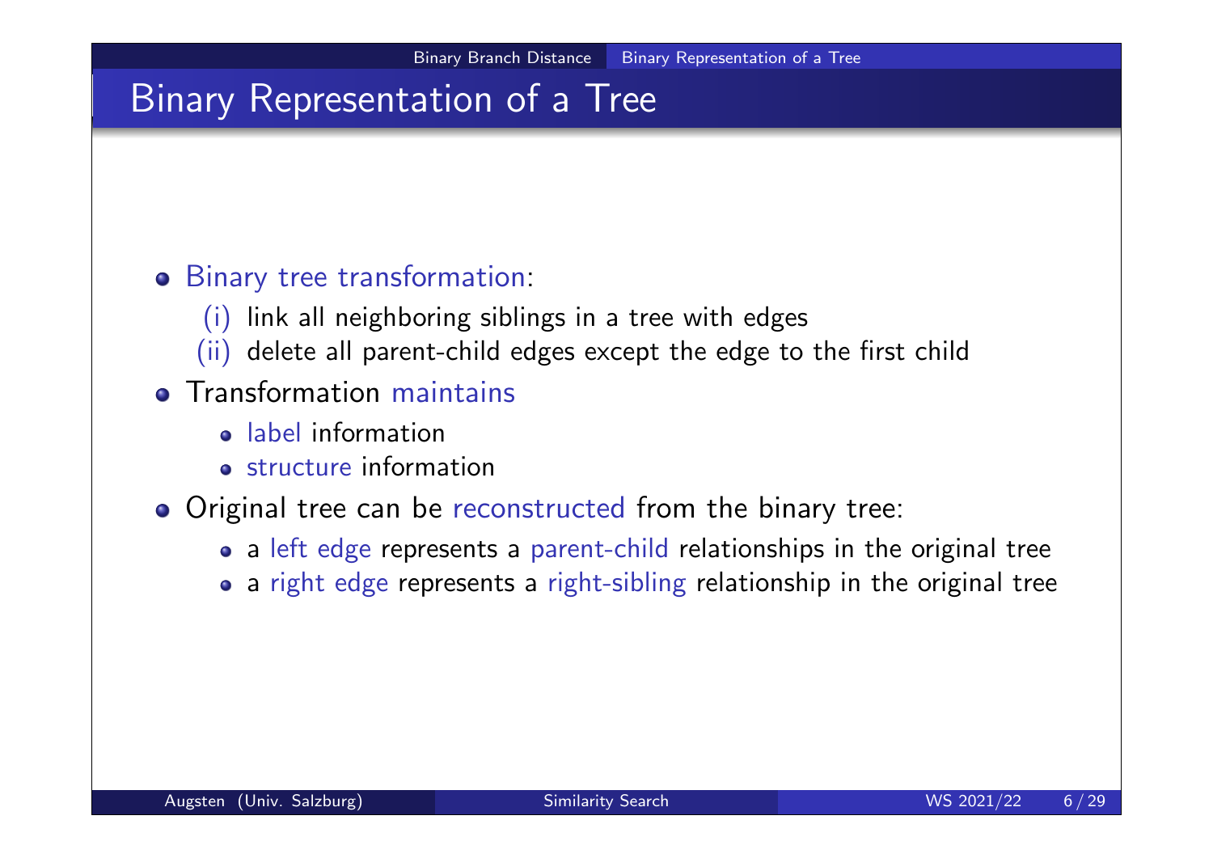# Binary Representation of a Tree

- Binary tree transformation:
  - (i) link all neighboring siblings in a tree with edges
  - (ii) delete all parent-child edges except the edge to the first child
- Transformation maintains
  - label information
  - structure information
- Original tree can be reconstructed from the binary tree:
  - a left edge represents a parent-child relationships in the original tree
  - a right edge represents a right-sibling relationship in the original tree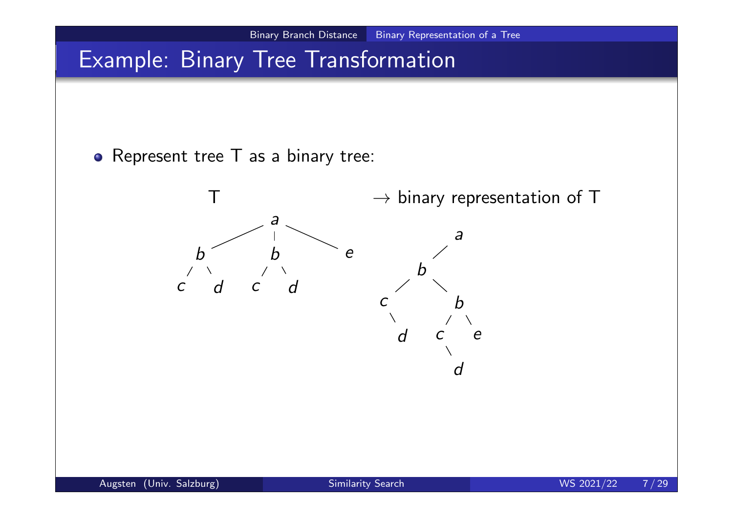# Example: Binary Tree Transformation

- Represent tree T as a binary tree:

T

```
        a
     /  |  \
    b   b   e
   / \ / \
  c  d c  d
```

→ binary representation of T

```
          a
         /
        b
       / \
      c   b
       \  / \
       d c   e
          \
           d
```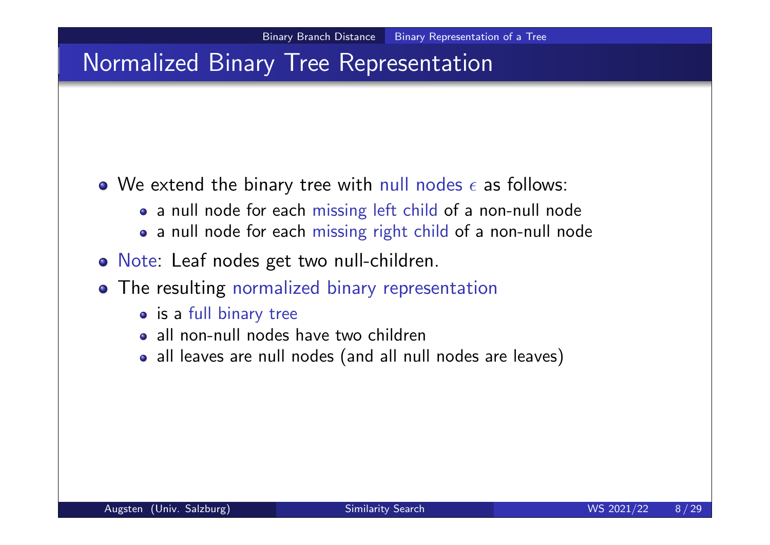# Normalized Binary Tree Representation

- We extend the binary tree with null nodes $\epsilon$ as follows:
  - a null node for each missing left child of a non-null node
  - a null node for each missing right child of a non-null node
- Note: Leaf nodes get two null-children.
- The resulting normalized binary representation
  - is a full binary tree
  - all non-null nodes have two children
  - all leaves are null nodes (and all null nodes are leaves)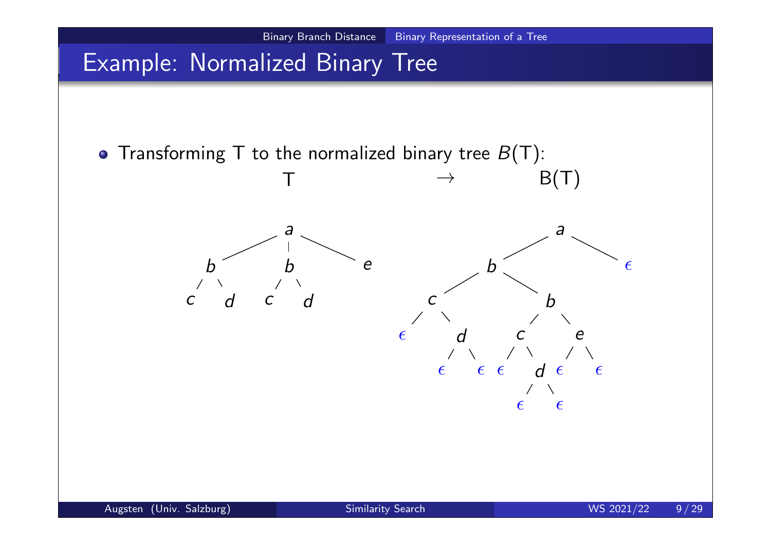# Example: Normalized Binary Tree

- Transforming T to the normalized binary tree $B(\mathsf{T})$:

T $\rightarrow$ B(T)

```
T:
              a
        /     |     \
       b      b      e
      / \    / \
     c   d  c   d

B(T):
                  a
               /     \
              b       ε
           /     \
          c       b
         / \     /  \
        ε   d   c    e
           / \ / \   / \
          ε  ε ε  d  ε  ε
                 / \
                ε   ε
```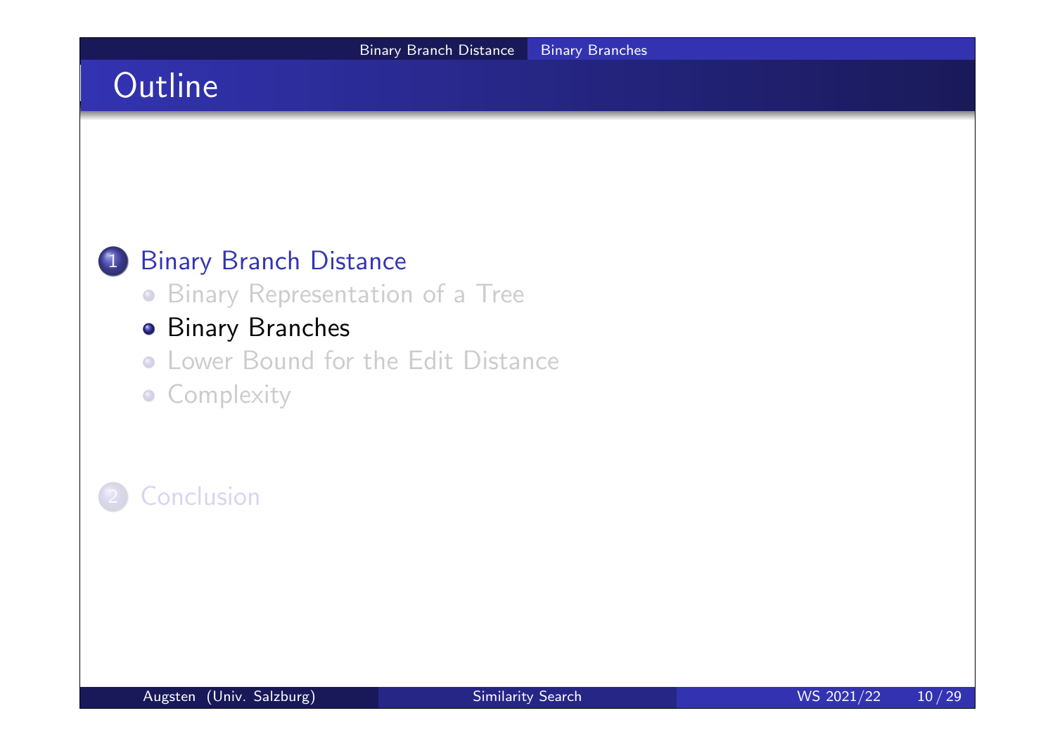# Outline

1. Binary Branch Distance
   - Binary Representation of a Tree
   - Binary Branches
   - Lower Bound for the Edit Distance
   - Complexity
2. Conclusion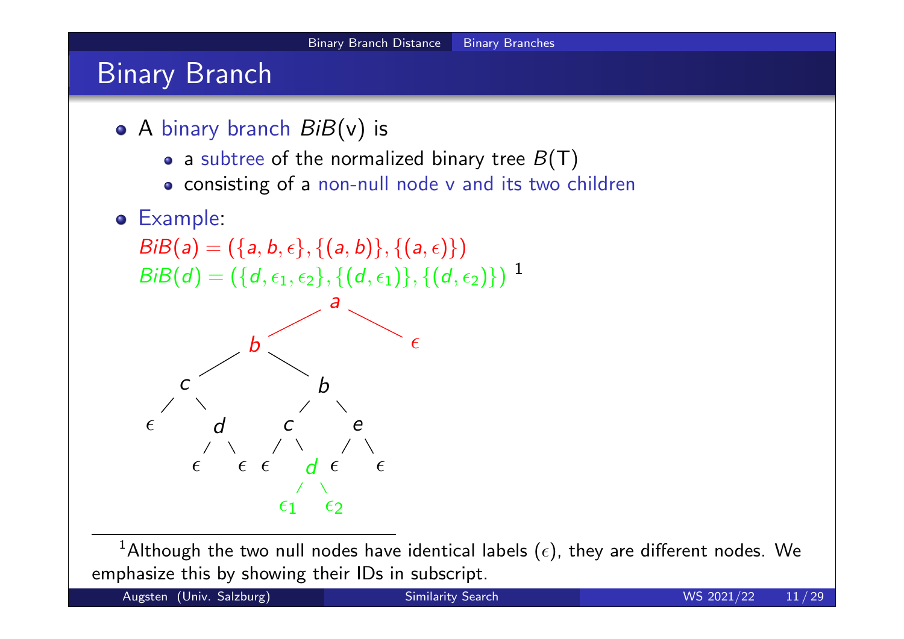# Binary Branch

- A binary branch $BiB(v)$ is
  - a subtree of the normalized binary tree $B(T)$
  - consisting of a non-null node v and its two children
- Example:

  $BiB(a) = (\{a, b, \epsilon\}, \{(a, b)\}, \{(a, \epsilon)\})$

  $BiB(d) = (\{d, \epsilon_1, \epsilon_2\}, \{(d, \epsilon_1)\}, \{(d, \epsilon_2)\})$ [1]

[1] Although the two null nodes have identical labels ($\epsilon$), they are different nodes. We emphasize this by showing their IDs in subscript.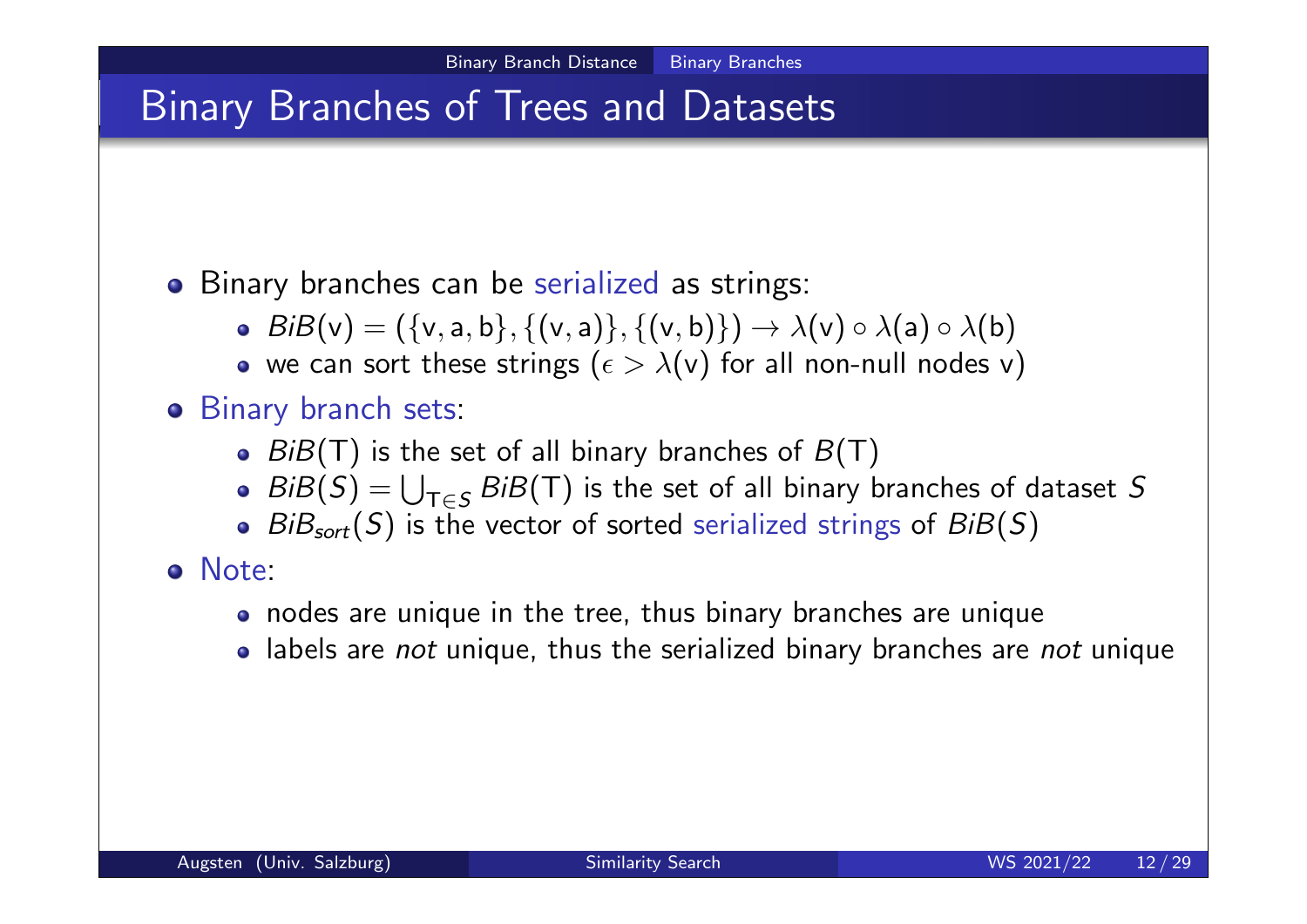# Binary Branches of Trees and Datasets

- Binary branches can be serialized as strings:
  - $BiB(\mathsf{v}) = (\{\mathsf{v}, \mathsf{a}, \mathsf{b}\}, \{(\mathsf{v}, \mathsf{a})\}, \{(\mathsf{v}, \mathsf{b})\}) \rightarrow \lambda(\mathsf{v}) \circ \lambda(\mathsf{a}) \circ \lambda(\mathsf{b})$
  - we can sort these strings ($\epsilon > \lambda(\mathsf{v})$ for all non-null nodes v)
- Binary branch sets:
  - $BiB(\mathsf{T})$ is the set of all binary branches of $B(\mathsf{T})$
  - $BiB(S) = \bigcup_{\mathsf{T} \in S} BiB(\mathsf{T})$ is the set of all binary branches of dataset $S$
  - $BiB_{sort}(S)$ is the vector of sorted serialized strings of $BiB(S)$
- Note:
  - nodes are unique in the tree, thus binary branches are unique
  - labels are *not* unique, thus the serialized binary branches are *not* unique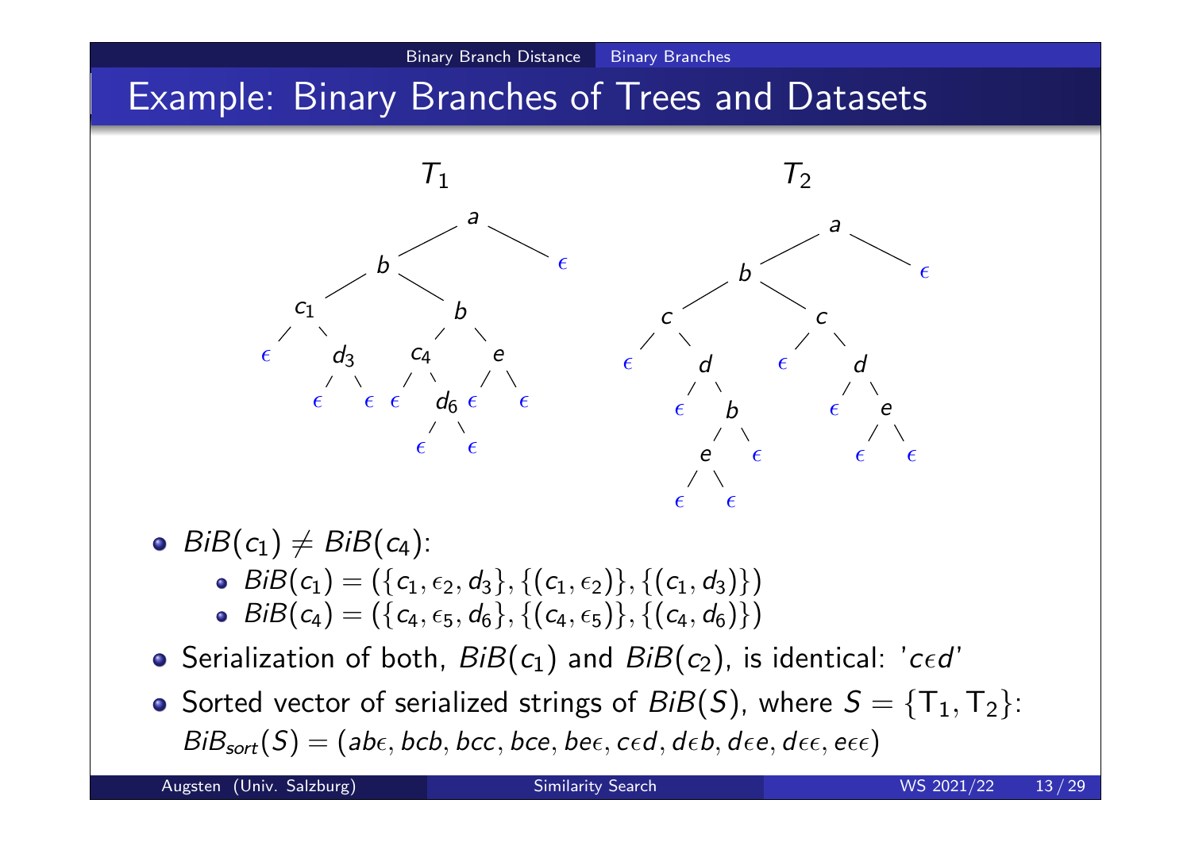# Example: Binary Branches of Trees and Datasets

- $BiB(c_1) \neq BiB(c_4)$:
  - $BiB(c_1) = (\{c_1, \epsilon_2, d_3\}, \{(c_1, \epsilon_2)\}, \{(c_1, d_3)\})$
  - $BiB(c_4) = (\{c_4, \epsilon_5, d_6\}, \{(c_4, \epsilon_5)\}, \{(c_4, d_6)\})$
- Serialization of both, $BiB(c_1)$ and $BiB(c_2)$, is identical: '$c\epsilon d$'
- Sorted vector of serialized strings of $BiB(S)$, where $S = \{\mathsf{T}_1, \mathsf{T}_2\}$:
  $BiB_{sort}(S) = (ab\epsilon, bcb, bcc, bce, be\epsilon, c\epsilon d, d\epsilon b, d\epsilon e, d\epsilon\epsilon, e\epsilon\epsilon)$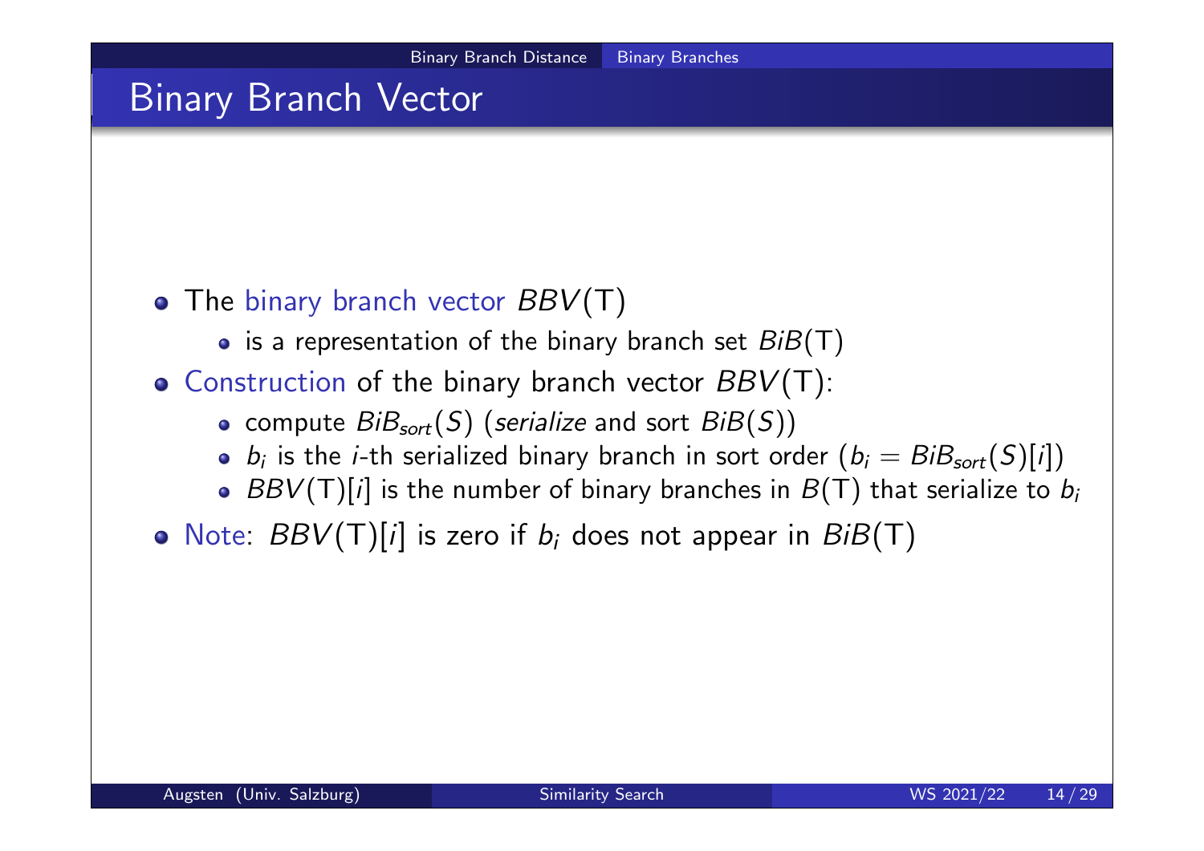# Binary Branch Vector

- The binary branch vector $BBV(\mathsf{T})$
  - is a representation of the binary branch set $BiB(\mathsf{T})$
- Construction of the binary branch vector $BBV(\mathsf{T})$:
  - compute $BiB_{sort}(S)$ (*serialize* and sort $BiB(S)$)
  - $b_i$ is the $i$-th serialized binary branch in sort order ($b_i = BiB_{sort}(S)[i]$)
  - $BBV(\mathsf{T})[i]$ is the number of binary branches in $B(\mathsf{T})$ that serialize to $b_i$
- Note: $BBV(\mathsf{T})[i]$ is zero if $b_i$ does not appear in $BiB(\mathsf{T})$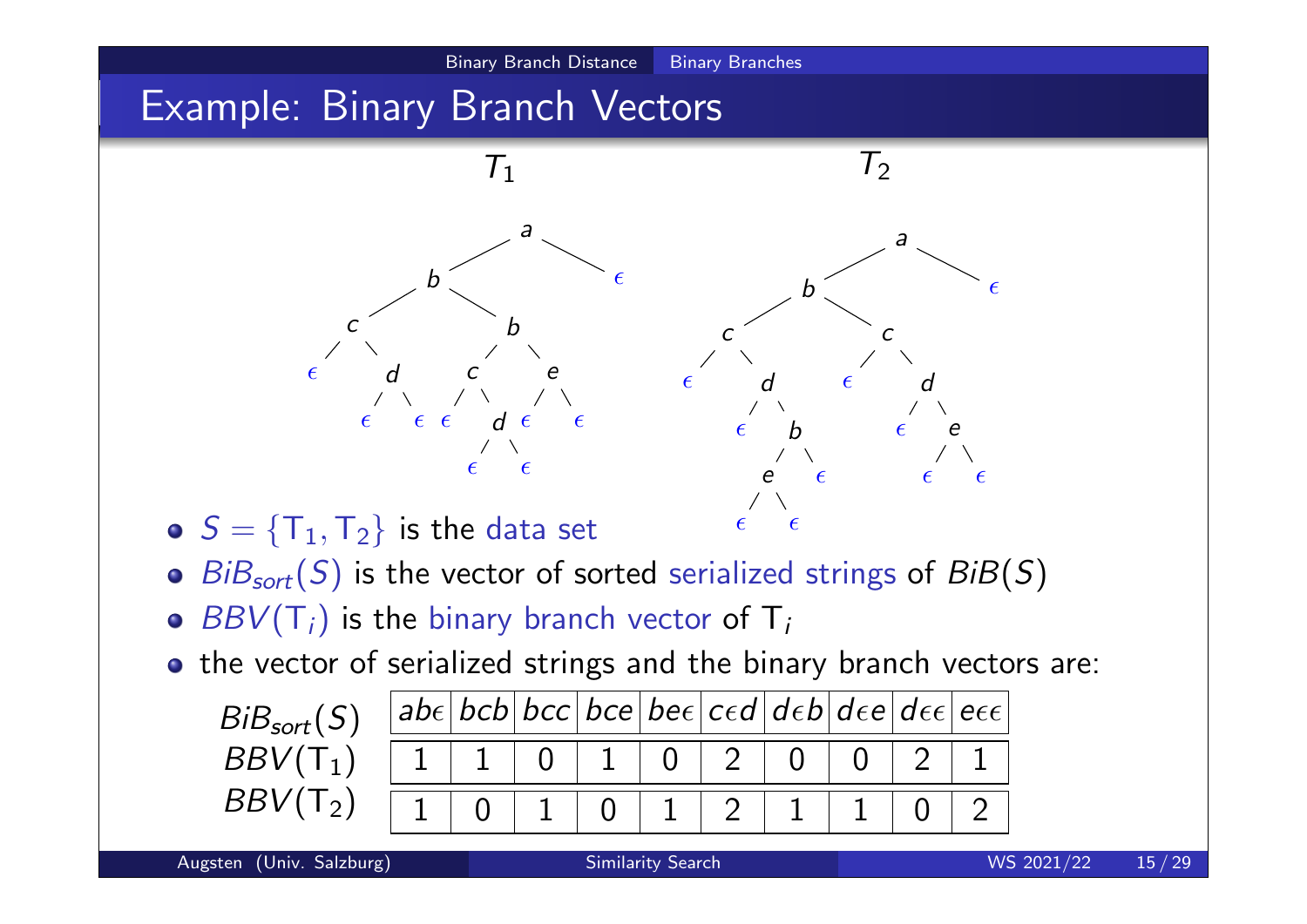# Example: Binary Branch Vectors

$T_1$ $T_2$

- $S = \{T_1, T_2\}$ is the data set
- $BiB_{sort}(S)$ is the vector of sorted serialized strings of $BiB(S)$
- $BBV(T_i)$ is the binary branch vector of $T_i$
- the vector of serialized strings and the binary branch vectors are:

| $BiB_{sort}(S)$ | $ab\epsilon$ | $bcb$ | $bcc$ | $bce$ | $be\epsilon$ | $c\epsilon d$ | $d\epsilon b$ | $d\epsilon e$ | $d\epsilon\epsilon$ | $e\epsilon\epsilon$ |
|---|---|---|---|---|---|---|---|---|---|---|
| $BBV(T_1)$ | 1 | 1 | 0 | 1 | 0 | 2 | 0 | 0 | 2 | 1 |
| $BBV(T_2)$ | 1 | 0 | 1 | 0 | 1 | 2 | 1 | 1 | 0 | 2 |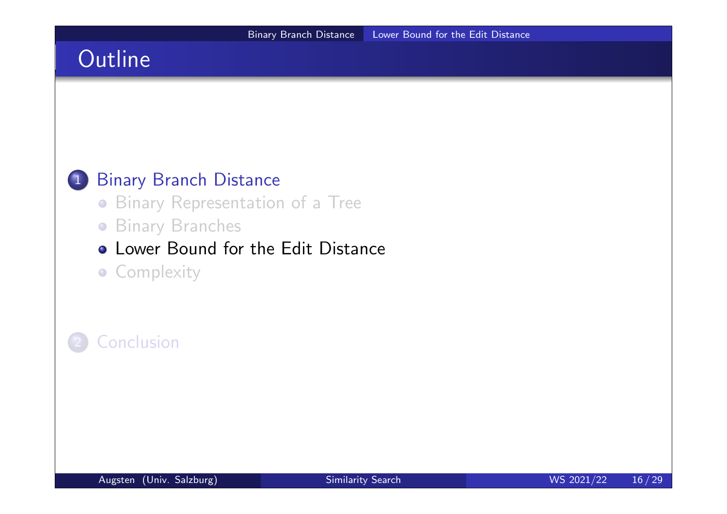# Outline

1. Binary Branch Distance
   - Binary Representation of a Tree
   - Binary Branches
   - Lower Bound for the Edit Distance
   - Complexity

2. Conclusion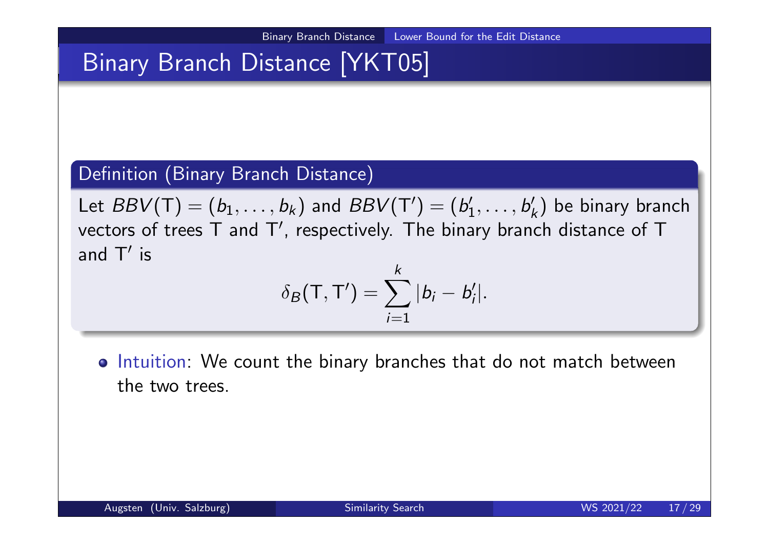# Binary Branch Distance [YKT05]

**Definition (Binary Branch Distance)**

Let $BBV(\mathsf{T}) = (b_1, \ldots, b_k)$ and $BBV(\mathsf{T}') = (b'_1, \ldots, b'_k)$ be binary branch vectors of trees $\mathsf{T}$ and $\mathsf{T}'$, respectively. The binary branch distance of $\mathsf{T}$ and $\mathsf{T}'$ is

$$\delta_B(\mathsf{T}, \mathsf{T}') = \sum_{i=1}^{k} |b_i - b'_i|.$$

- Intuition: We count the binary branches that do not match between the two trees.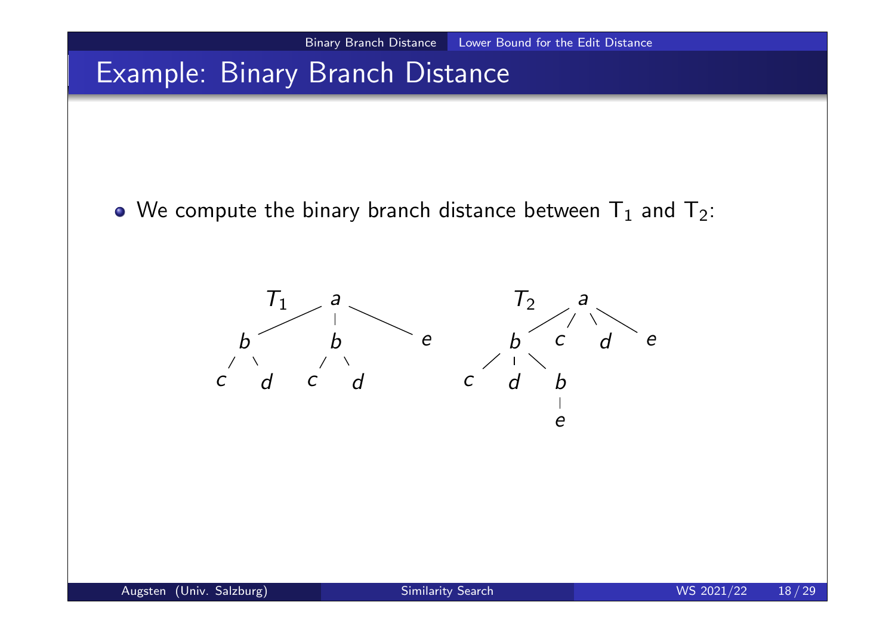# Example: Binary Branch Distance

- We compute the binary branch distance between $T_1$ and $T_2$:

```
T1        a                          T2     a
      /   |   \                         /  / \  \
     b    b    e                       b  c   d  e
    / \  / \                          /|\
   c   d c  d                        c d b
                                         |
                                         e
```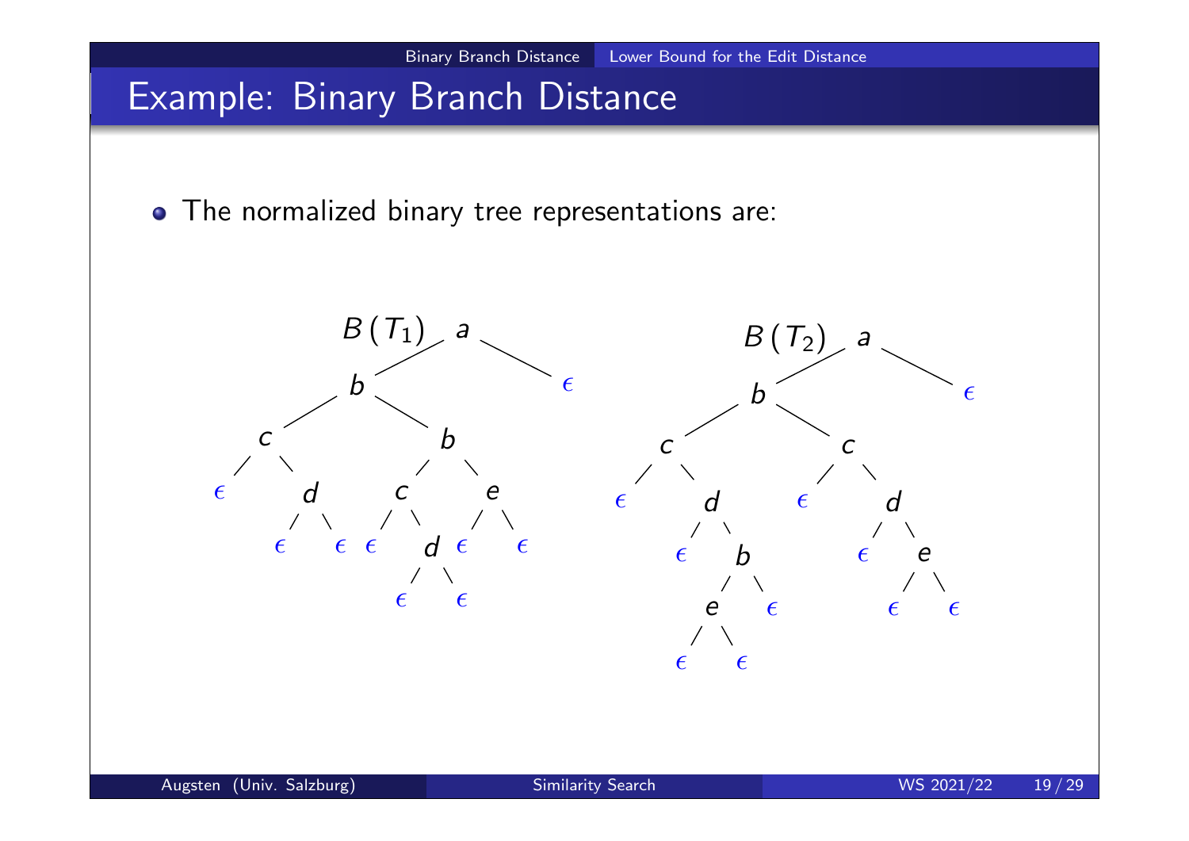# Example: Binary Branch Distance

- The normalized binary tree representations are:

$B(T_1)$

```
              a
            /   \
           b     ϵ
         /   \
        c     b
       / \   /  \
      ϵ   d c    e
         / \ / \  / \
        ϵ  ϵ ϵ  d ϵ  ϵ
               / \
              ϵ   ϵ
```

$B(T_2)$

```
              a
            /   \
           b     ϵ
         /   \
        c     c
       / \   / \
      ϵ   d ϵ   d
         / \   / \
        ϵ   b ϵ   e
           / \   / \
          e   ϵ ϵ   ϵ
         / \
        ϵ   ϵ
```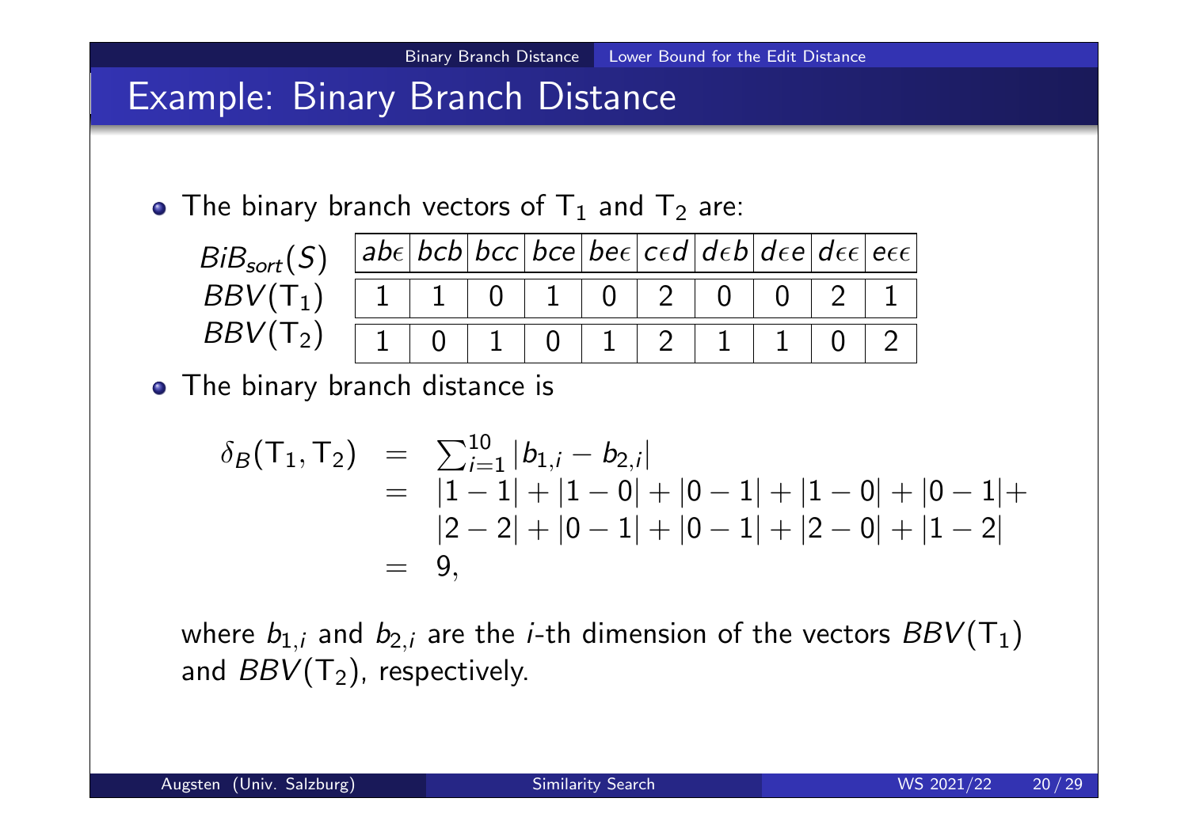# Example: Binary Branch Distance

- The binary branch vectors of $T_1$ and $T_2$ are:

| $BiB_{sort}(S)$ | $ab\epsilon$ | $bcb$ | $bcc$ | $bce$ | $be\epsilon$ | $c\epsilon d$ | $d\epsilon b$ | $d\epsilon e$ | $d\epsilon\epsilon$ | $e\epsilon\epsilon$ |
|---|---|---|---|---|---|---|---|---|---|---|
| $BBV(T_1)$ | 1 | 1 | 0 | 1 | 0 | 2 | 0 | 0 | 2 | 1 |
| $BBV(T_2)$ | 1 | 0 | 1 | 0 | 1 | 2 | 1 | 1 | 0 | 2 |

- The binary branch distance is

$$
\begin{aligned}
\delta_B(T_1, T_2) &= \sum_{i=1}^{10} |b_{1,i} - b_{2,i}| \\
&= |1-1| + |1-0| + |0-1| + |1-0| + |0-1| + \\
&\quad\; |2-2| + |0-1| + |0-1| + |2-0| + |1-2| \\
&= 9,
\end{aligned}
$$

where $b_{1,i}$ and $b_{2,i}$ are the $i$-th dimension of the vectors $BBV(T_1)$ and $BBV(T_2)$, respectively.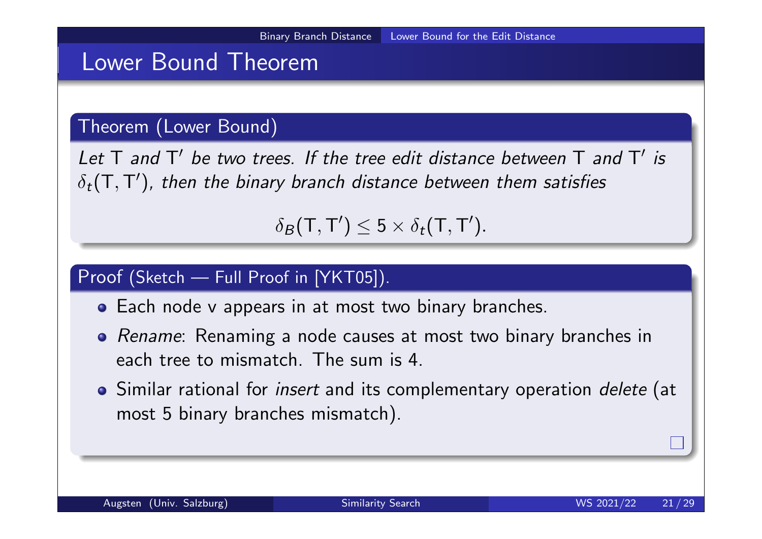# Lower Bound Theorem

### Theorem (Lower Bound)

*Let* T *and* T′ *be two trees. If the tree edit distance between* T *and* T′ *is* $\delta_t(\mathsf{T}, \mathsf{T}')$*, then the binary branch distance between them satisfies*

$$\delta_B(\mathsf{T}, \mathsf{T}') \leq 5 \times \delta_t(\mathsf{T}, \mathsf{T}').$$

### Proof (Sketch — Full Proof in [YKT05]).

- Each node v appears in at most two binary branches.
- *Rename*: Renaming a node causes at most two binary branches in each tree to mismatch. The sum is 4.
- Similar rational for *insert* and its complementary operation *delete* (at most 5 binary branches mismatch).

□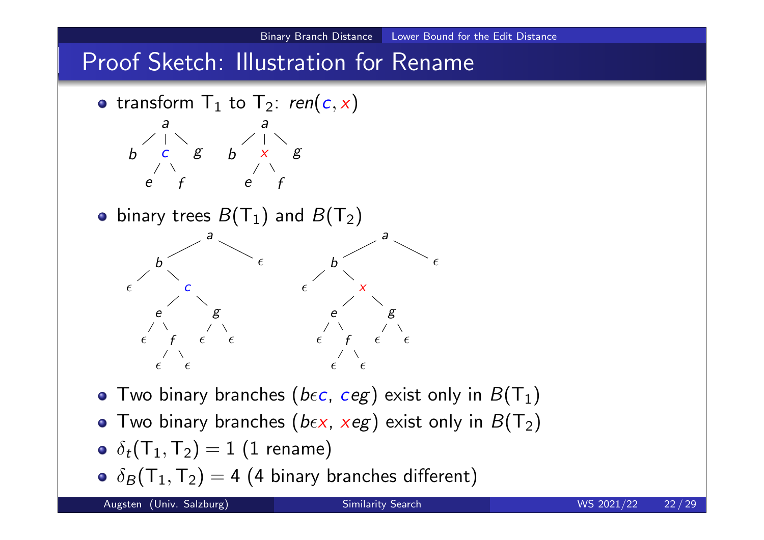# Proof Sketch: Illustration for Rename

- transform $T_1$ to $T_2$: $ren(c, x)$

```
      a            a
    / | \        / | \
   b  c  g      b  x  g
     / \          / \
    e   f        e   f
```

- binary trees $B(T_1)$ and $B(T_2)$

```
            a                         a
          /   \                     /   \
         b     ε                   b     ε
        / \                       / \
       ε   c                     ε   x
          / \                       / \
         e   g                     e   g
        / \ / \                   / \ / \
       ε  f ε  ε                 ε  f ε  ε
         / \                       / \
        ε   ε                     ε   ε
```

- Two binary branches ($b\epsilon c$, $ceg$) exist only in $B(T_1)$
- Two binary branches ($b\epsilon x$, $xeg$) exist only in $B(T_2)$
- $\delta_t(T_1, T_2) = 1$ (1 rename)
- $\delta_B(T_1, T_2) = 4$ (4 binary branches different)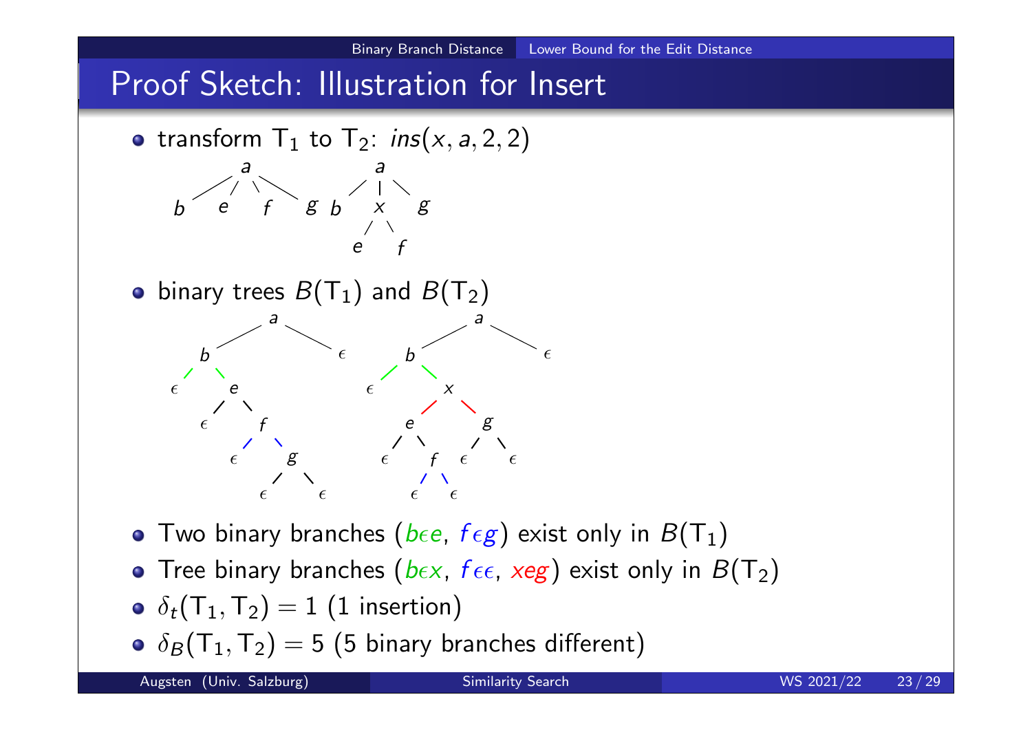# Proof Sketch: Illustration for Insert

- transform $T_1$ to $T_2$: $ins(x, a, 2, 2)$

- binary trees $B(T_1)$ and $B(T_2)$

- Two binary branches ($b\epsilon e$, $f\epsilon g$) exist only in $B(T_1)$
- Tree binary branches ($b\epsilon x$, $f\epsilon\epsilon$, $xeg$) exist only in $B(T_2)$
- $\delta_t(T_1, T_2) = 1$ (1 insertion)
- $\delta_B(T_1, T_2) = 5$ (5 binary branches different)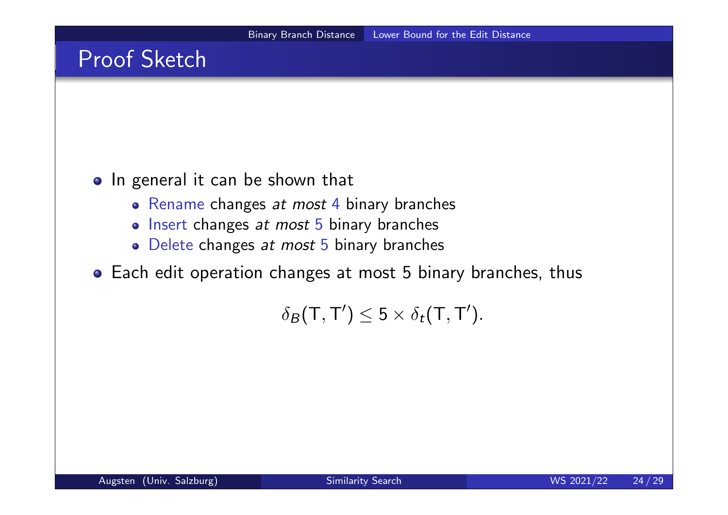## Proof Sketch

- In general it can be shown that
  - Rename changes *at most* 4 binary branches
  - Insert changes *at most* 5 binary branches
  - Delete changes *at most* 5 binary branches
- Each edit operation changes at most 5 binary branches, thus

$$\delta_B(\mathsf{T}, \mathsf{T}') \leq 5 \times \delta_t(\mathsf{T}, \mathsf{T}').$$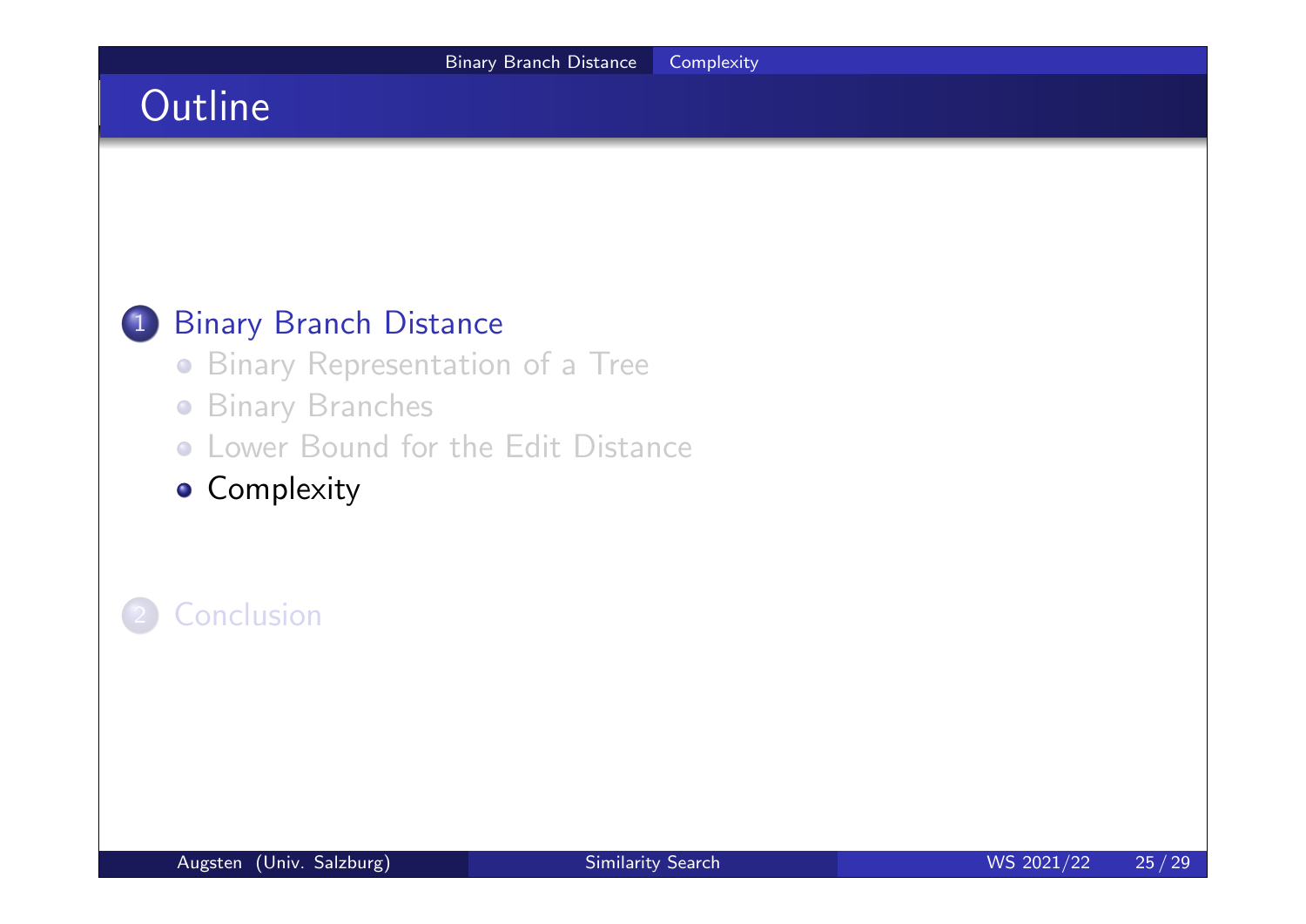# Outline

1. Binary Branch Distance
   - Binary Representation of a Tree
   - Binary Branches
   - Lower Bound for the Edit Distance
   - Complexity

2. Conclusion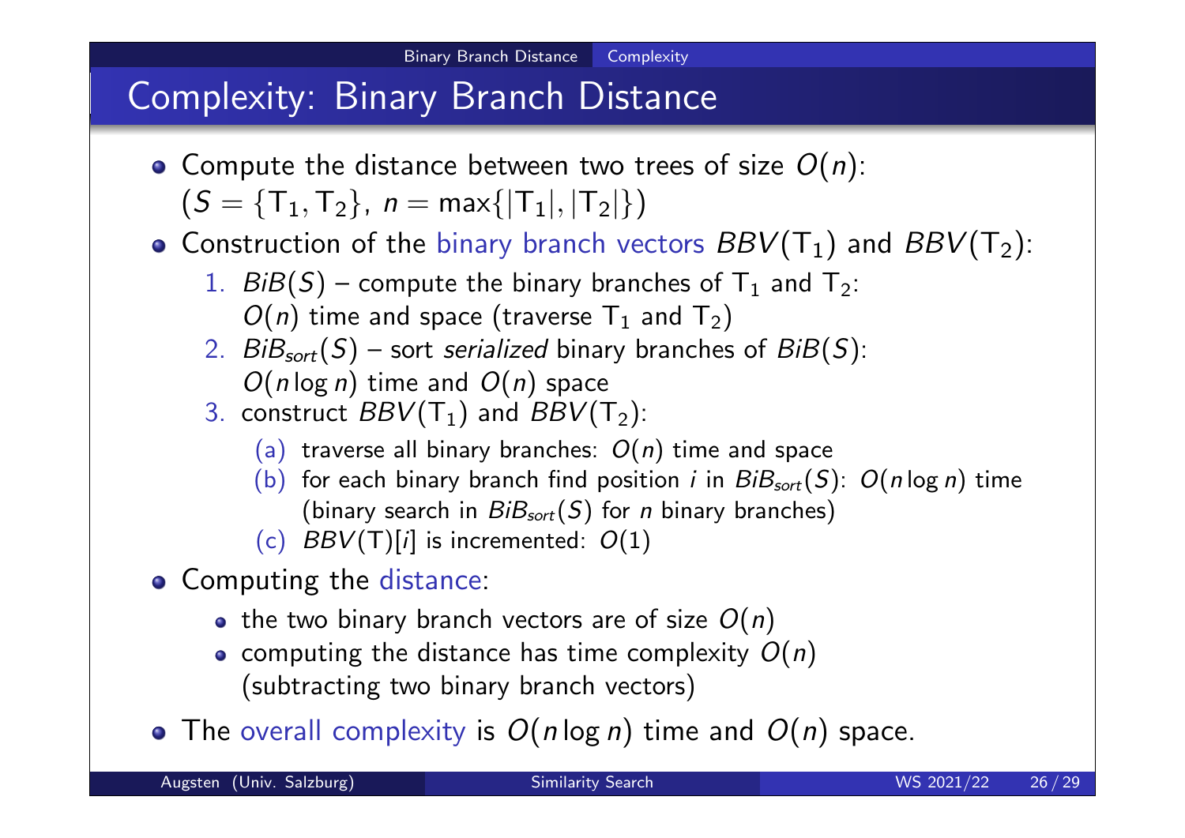# Complexity: Binary Branch Distance

- Compute the distance between two trees of size $O(n)$: ($S = \{\mathsf{T}_1, \mathsf{T}_2\}$, $n = \max\{|\mathsf{T}_1|, |\mathsf{T}_2|\}$)
- Construction of the binary branch vectors $BBV(\mathsf{T}_1)$ and $BBV(\mathsf{T}_2)$:
  1. $BiB(S)$ – compute the binary branches of $\mathsf{T}_1$ and $\mathsf{T}_2$: $O(n)$ time and space (traverse $\mathsf{T}_1$ and $\mathsf{T}_2$)
  2. $BiB_{sort}(S)$ – sort *serialized* binary branches of $BiB(S)$: $O(n \log n)$ time and $O(n)$ space
  3. construct $BBV(\mathsf{T}_1)$ and $BBV(\mathsf{T}_2)$:
     - (a) traverse all binary branches: $O(n)$ time and space
     - (b) for each binary branch find position $i$ in $BiB_{sort}(S)$: $O(n \log n)$ time (binary search in $BiB_{sort}(S)$ for $n$ binary branches)
     - (c) $BBV(\mathsf{T})[i]$ is incremented: $O(1)$
- Computing the distance:
  - the two binary branch vectors are of size $O(n)$
  - computing the distance has time complexity $O(n)$ (subtracting two binary branch vectors)
- The overall complexity is $O(n \log n)$ time and $O(n)$ space.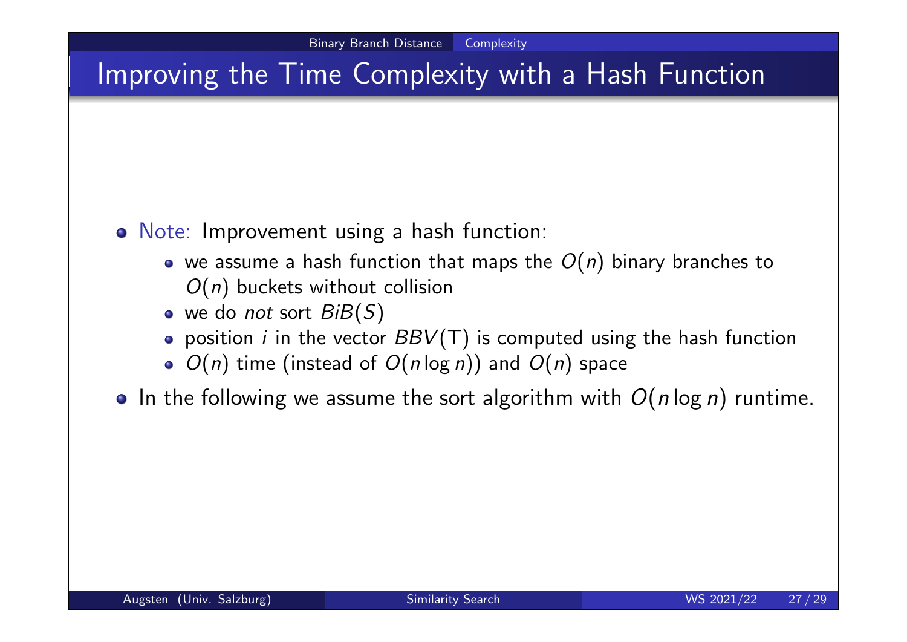# Improving the Time Complexity with a Hash Function

- Note: Improvement using a hash function:
  - we assume a hash function that maps the $O(n)$ binary branches to $O(n)$ buckets without collision
  - we do *not* sort $BiB(S)$
  - position $i$ in the vector $BBV(\mathsf{T})$ is computed using the hash function
  - $O(n)$ time (instead of $O(n \log n)$) and $O(n)$ space
- In the following we assume the sort algorithm with $O(n \log n)$ runtime.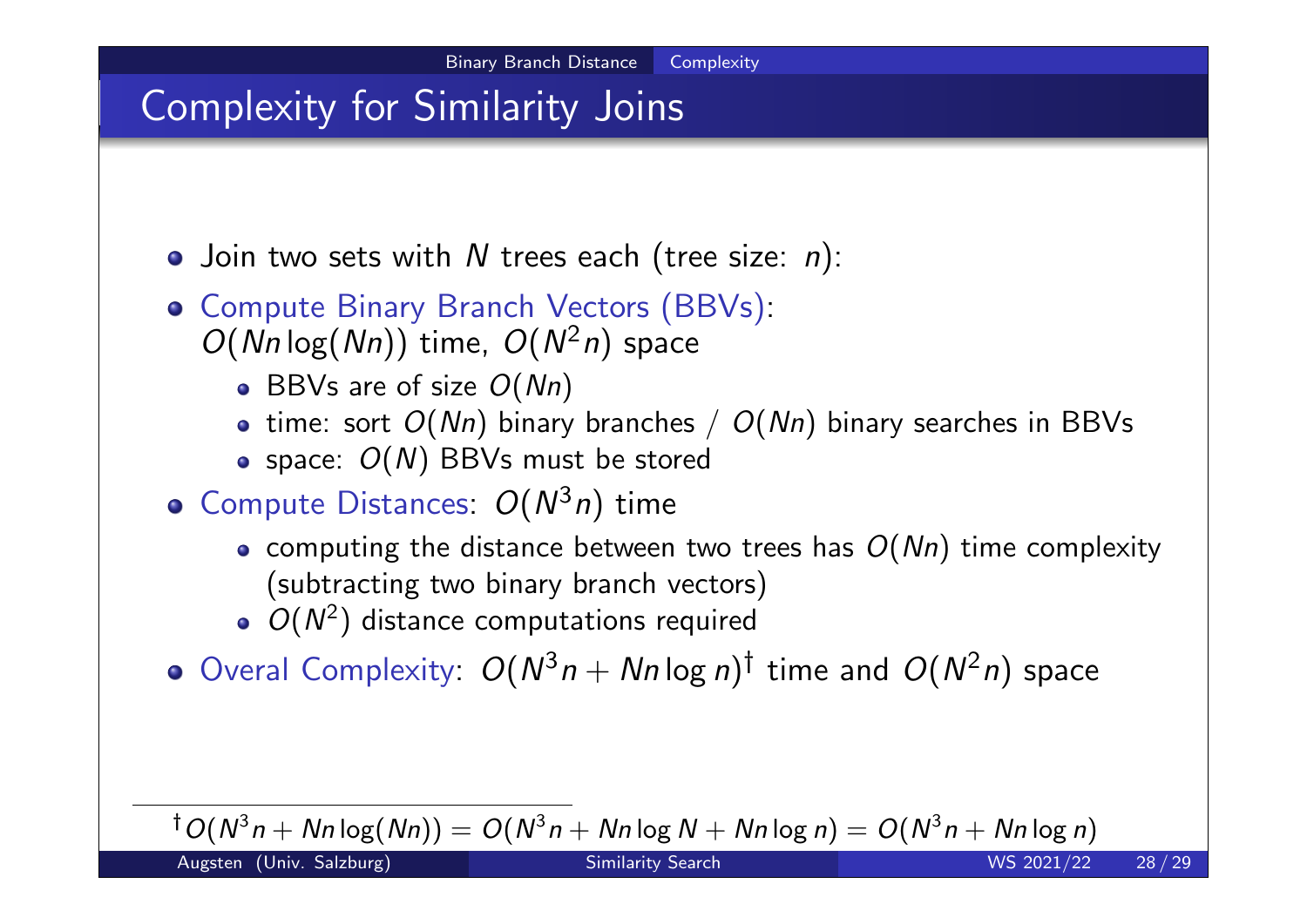# Complexity for Similarity Joins

- Join two sets with $N$ trees each (tree size: $n$):
- Compute Binary Branch Vectors (BBVs): $O(Nn \log(Nn))$ time, $O(N^2 n)$ space
  - BBVs are of size $O(Nn)$
  - time: sort $O(Nn)$ binary branches / $O(Nn)$ binary searches in BBVs
  - space: $O(N)$ BBVs must be stored
- Compute Distances: $O(N^3 n)$ time
  - computing the distance between two trees has $O(Nn)$ time complexity (subtracting two binary branch vectors)
  - $O(N^2)$ distance computations required
- Overal Complexity: $O(N^3 n + Nn \log n)$[†] time and $O(N^2 n)$ space

---

[†] $O(N^3 n + Nn \log(Nn)) = O(N^3 n + Nn \log N + Nn \log n) = O(N^3 n + Nn \log n)$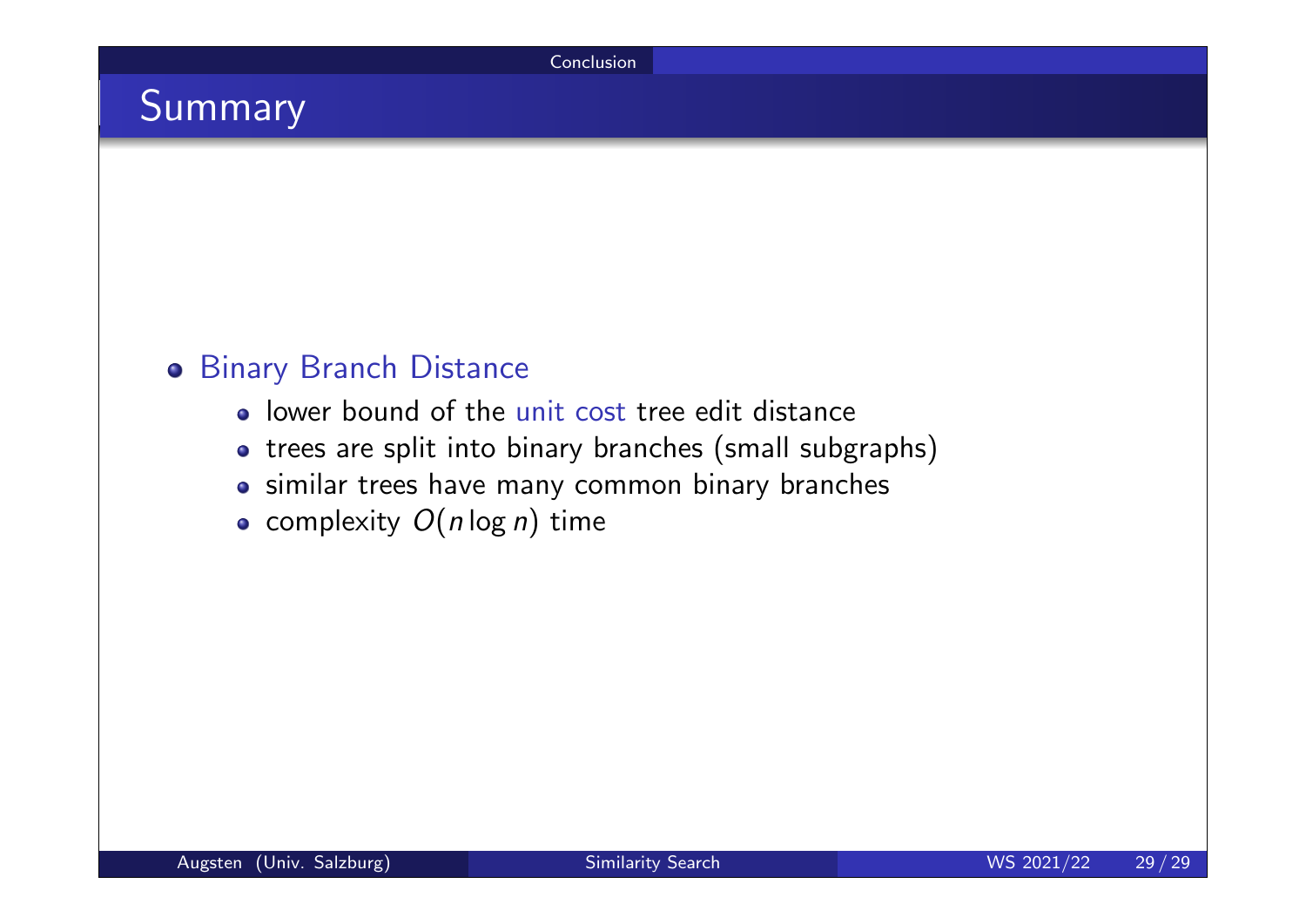## Summary

- Binary Branch Distance
  - lower bound of the unit cost tree edit distance
  - trees are split into binary branches (small subgraphs)
  - similar trees have many common binary branches
  - complexity $O(n \log n)$ time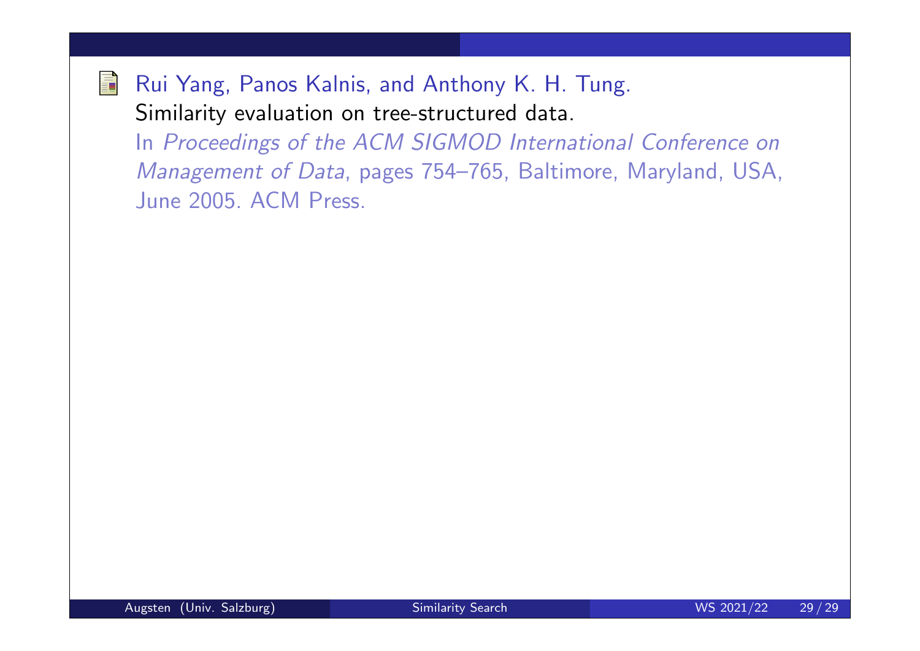Rui Yang, Panos Kalnis, and Anthony K. H. Tung.
Similarity evaluation on tree-structured data.
In *Proceedings of the ACM SIGMOD International Conference on Management of Data*, pages 754–765, Baltimore, Maryland, USA, June 2005. ACM Press.